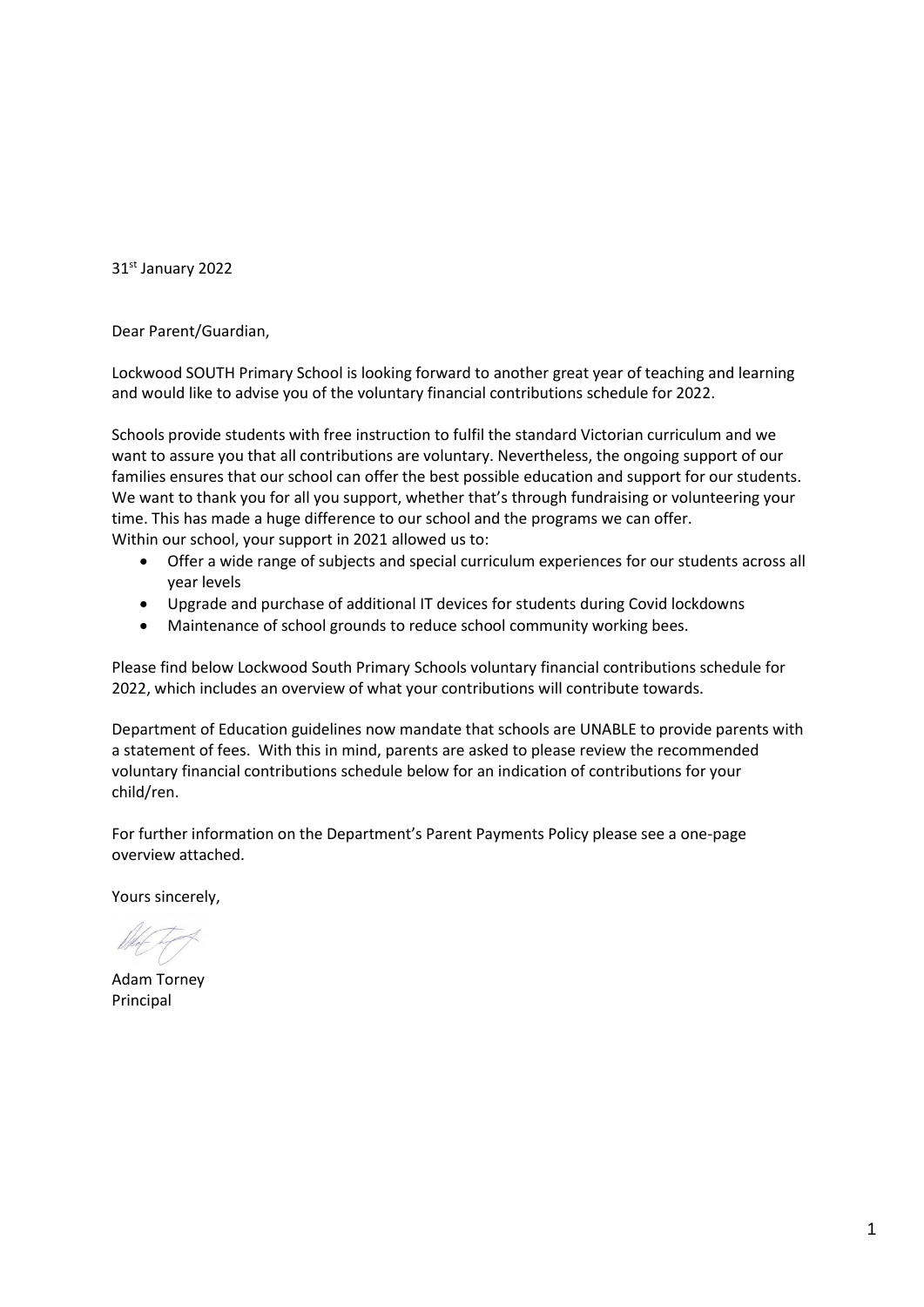31st January 2022

Dear Parent/Guardian,

Lockwood SOUTH Primary School is looking forward to another great year of teaching and learning and would like to advise you of the voluntary financial contributions schedule for 2022.

Schools provide students with free instruction to fulfil the standard Victorian curriculum and we want to assure you that all contributions are voluntary. Nevertheless, the ongoing support of our families ensures that our school can offer the best possible education and support for our students. We want to thank you for all you support, whether that's through fundraising or volunteering your time. This has made a huge difference to our school and the programs we can offer.
Within our school, your support in 2021 allowed us to:

- Offer a wide range of subjects and special curriculum experiences for our students across all year levels
- Upgrade and purchase of additional IT devices for students during Covid lockdowns
- Maintenance of school grounds to reduce school community working bees.

Please find below Lockwood South Primary Schools voluntary financial contributions schedule for 2022, which includes an overview of what your contributions will contribute towards.

Department of Education guidelines now mandate that schools are UNABLE to provide parents with a statement of fees. With this in mind, parents are asked to please review the recommended voluntary financial contributions schedule below for an indication of contributions for your child/ren.

For further information on the Department's Parent Payments Policy please see a one-page overview attached.

Yours sincerely,

Adam Torney
Principal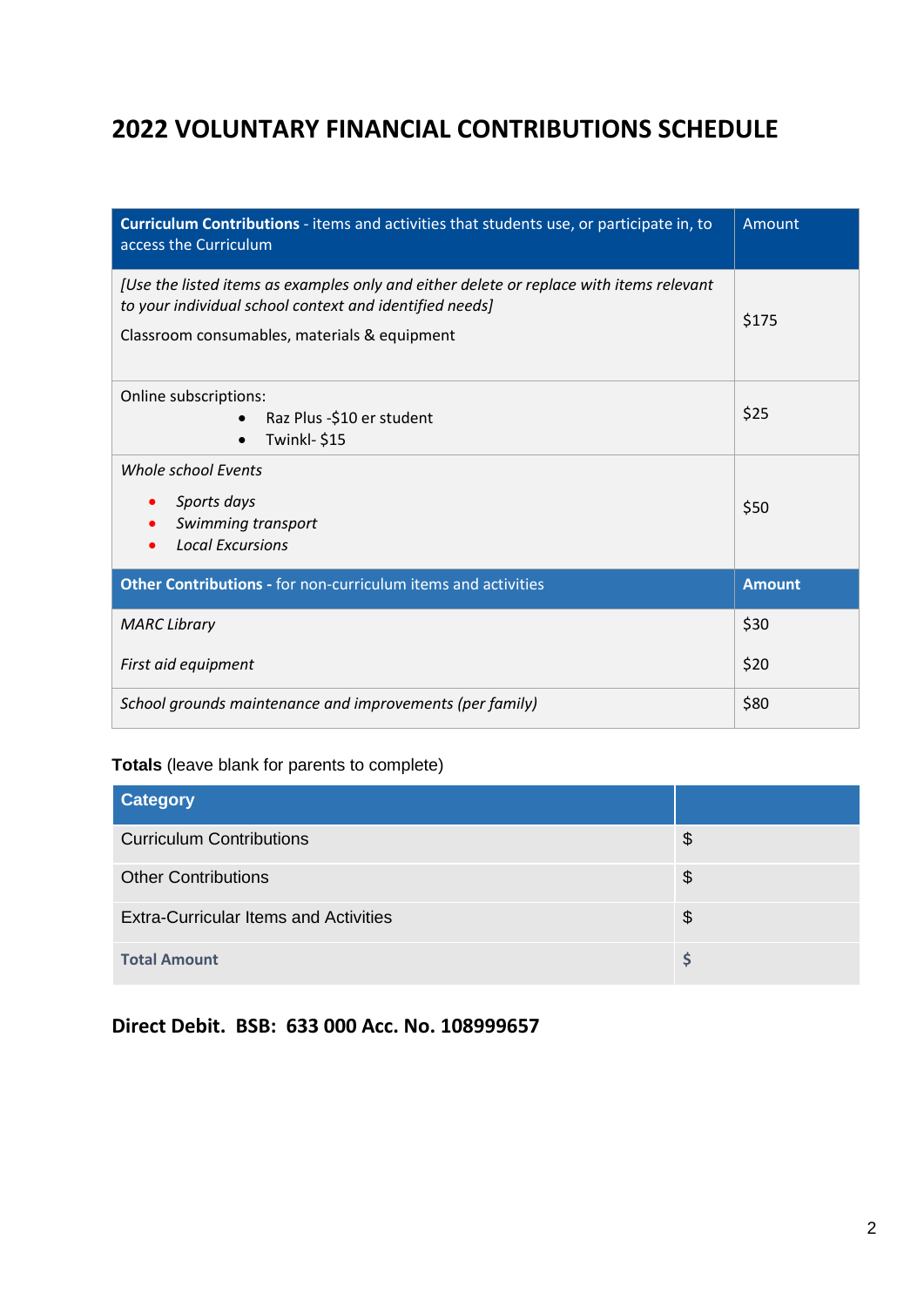# 2022 VOLUNTARY FINANCIAL CONTRIBUTIONS SCHEDULE

| **Curriculum Contributions** - items and activities that students use, or participate in, to access the Curriculum | Amount |
|---|---|
| *[Use the listed items as examples only and either delete or replace with items relevant to your individual school context and identified needs]*<br>Classroom consumables, materials & equipment | $175 |
| Online subscriptions:<br>• Raz Plus -$10 er student<br>• Twinkl- $15 | $25 |
| *Whole school Events*<br>• *Sports days*<br>• *Swimming transport*<br>• *Local Excursions* | $50 |
| **Other Contributions** - for non-curriculum items and activities | **Amount** |
| *MARC Library*<br>*First aid equipment* | $30<br>$20 |
| *School grounds maintenance and improvements (per family)* | $80 |

**Totals** (leave blank for parents to complete)

| Category | |
|---|---|
| Curriculum Contributions | $ |
| Other Contributions | $ |
| Extra-Curricular Items and Activities | $ |
| **Total Amount** | **$** |

**Direct Debit. BSB: 633 000 Acc. No. 108999657**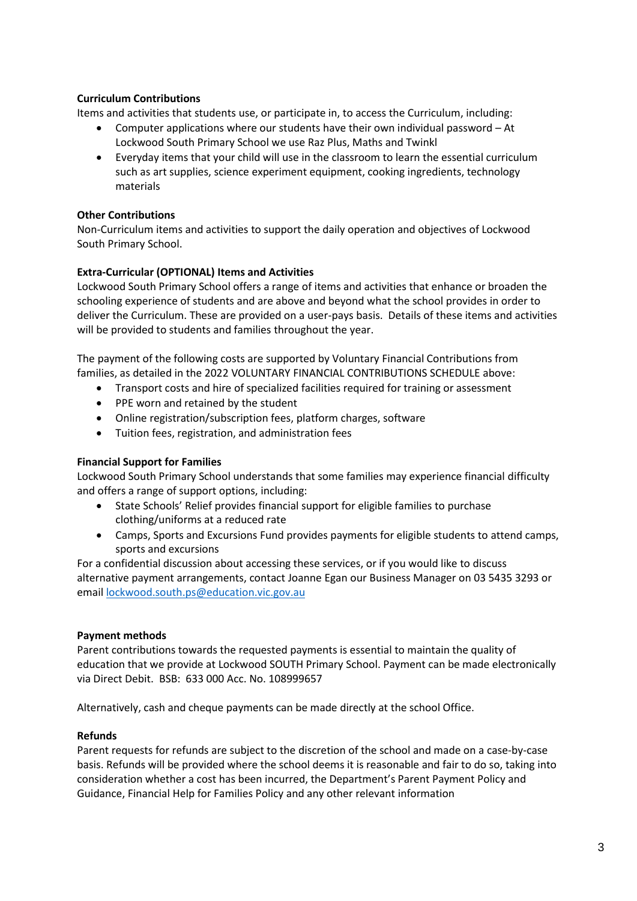**Curriculum Contributions**

Items and activities that students use, or participate in, to access the Curriculum, including:

- Computer applications where our students have their own individual password – At Lockwood South Primary School we use Raz Plus, Maths and Twinkl
- Everyday items that your child will use in the classroom to learn the essential curriculum such as art supplies, science experiment equipment, cooking ingredients, technology materials

**Other Contributions**

Non-Curriculum items and activities to support the daily operation and objectives of Lockwood South Primary School.

**Extra-Curricular (OPTIONAL) Items and Activities**

Lockwood South Primary School offers a range of items and activities that enhance or broaden the schooling experience of students and are above and beyond what the school provides in order to deliver the Curriculum. These are provided on a user-pays basis. Details of these items and activities will be provided to students and families throughout the year.

The payment of the following costs are supported by Voluntary Financial Contributions from families, as detailed in the 2022 VOLUNTARY FINANCIAL CONTRIBUTIONS SCHEDULE above:

- Transport costs and hire of specialized facilities required for training or assessment
- PPE worn and retained by the student
- Online registration/subscription fees, platform charges, software
- Tuition fees, registration, and administration fees

**Financial Support for Families**

Lockwood South Primary School understands that some families may experience financial difficulty and offers a range of support options, including:

- State Schools' Relief provides financial support for eligible families to purchase clothing/uniforms at a reduced rate
- Camps, Sports and Excursions Fund provides payments for eligible students to attend camps, sports and excursions

For a confidential discussion about accessing these services, or if you would like to discuss alternative payment arrangements, contact Joanne Egan our Business Manager on 03 5435 3293 or email lockwood.south.ps@education.vic.gov.au

**Payment methods**

Parent contributions towards the requested payments is essential to maintain the quality of education that we provide at Lockwood SOUTH Primary School. Payment can be made electronically via Direct Debit. BSB: 633 000 Acc. No. 108999657

Alternatively, cash and cheque payments can be made directly at the school Office.

**Refunds**

Parent requests for refunds are subject to the discretion of the school and made on a case-by-case basis. Refunds will be provided where the school deems it is reasonable and fair to do so, taking into consideration whether a cost has been incurred, the Department's Parent Payment Policy and Guidance, Financial Help for Families Policy and any other relevant information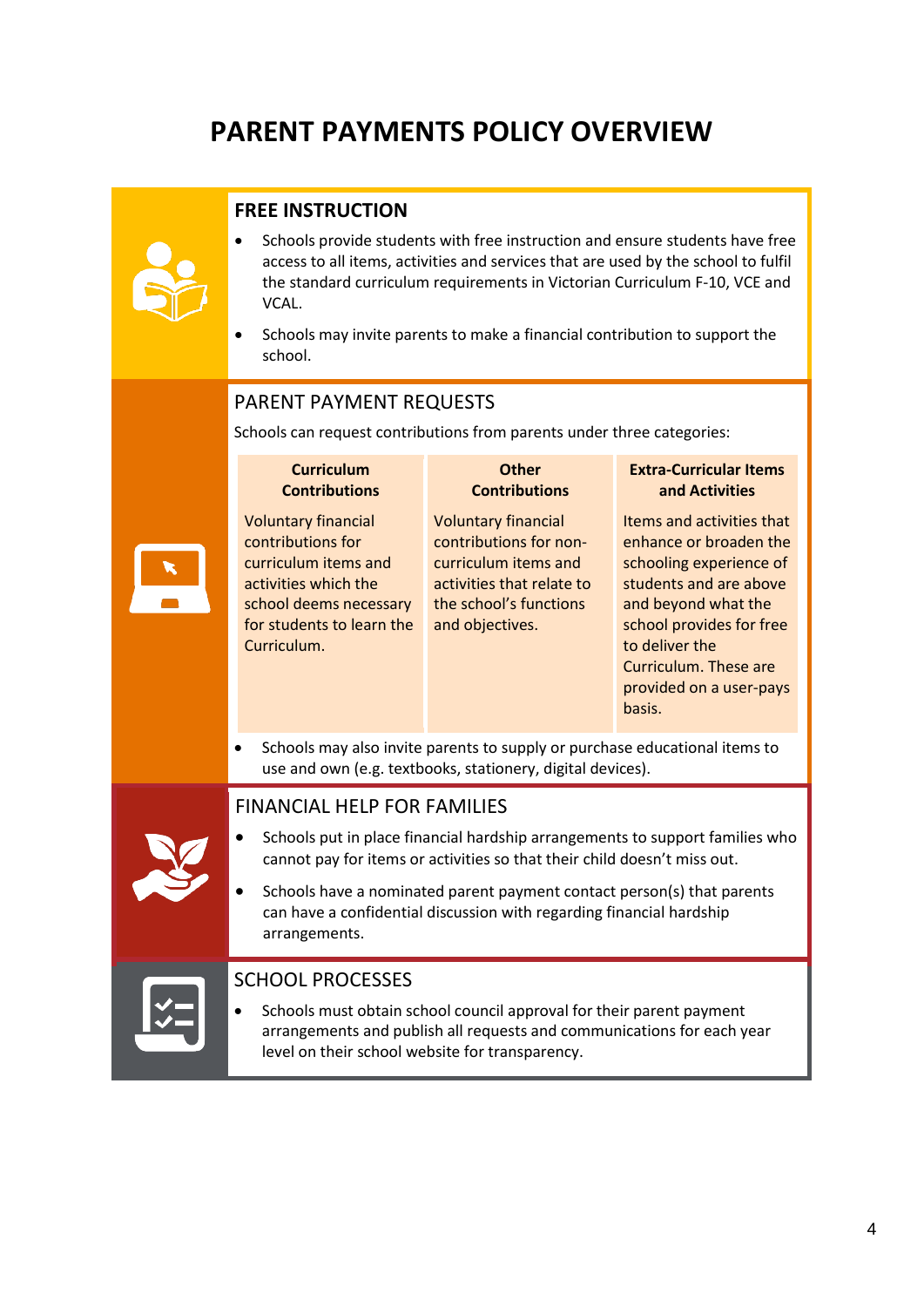# PARENT PAYMENTS POLICY OVERVIEW

## FREE INSTRUCTION

- Schools provide students with free instruction and ensure students have free access to all items, activities and services that are used by the school to fulfil the standard curriculum requirements in Victorian Curriculum F-10, VCE and VCAL.
- Schools may invite parents to make a financial contribution to support the school.

## PARENT PAYMENT REQUESTS

Schools can request contributions from parents under three categories:

| Curriculum Contributions | Other Contributions | Extra-Curricular Items and Activities |
|---|---|---|
| Voluntary financial contributions for curriculum items and activities which the school deems necessary for students to learn the Curriculum. | Voluntary financial contributions for non-curriculum items and activities that relate to the school's functions and objectives. | Items and activities that enhance or broaden the schooling experience of students and are above and beyond what the school provides for free to deliver the Curriculum. These are provided on a user-pays basis. |

- Schools may also invite parents to supply or purchase educational items to use and own (e.g. textbooks, stationery, digital devices).

## FINANCIAL HELP FOR FAMILIES

- Schools put in place financial hardship arrangements to support families who cannot pay for items or activities so that their child doesn't miss out.
- Schools have a nominated parent payment contact person(s) that parents can have a confidential discussion with regarding financial hardship arrangements.

## SCHOOL PROCESSES

- Schools must obtain school council approval for their parent payment arrangements and publish all requests and communications for each year level on their school website for transparency.